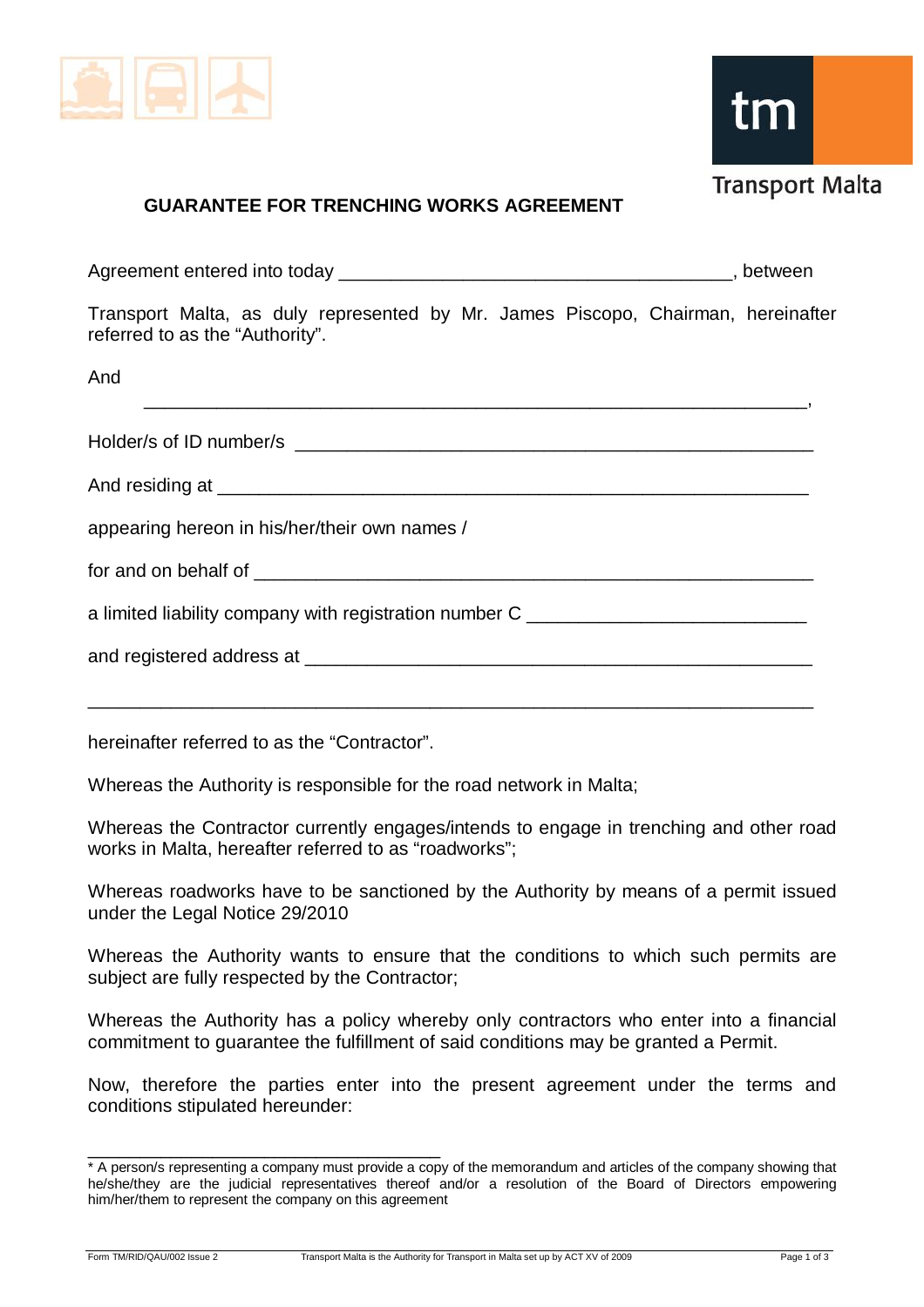Transport Malta

## GUARANTEE FOR TRENCHING WORKS AGREEMENT

Agreement entered into today ______________________________________, between

Transport Malta, as duly represented by Mr. James Piscopo, Chairman, hereinafter referred to as the "Authority".

And

_______________________________________________________________,

Holder/s of ID number/s ___________________________________________________

And residing at ___________________________________________________________

appearing hereon in his/her/their own names /

for and on behalf of _______________________________________________________

a limited liability company with registration number C __________________________

and registered address at ___________________________________________________

_______________________________________________________________________

hereinafter referred to as the "Contractor".

Whereas the Authority is responsible for the road network in Malta;

Whereas the Contractor currently engages/intends to engage in trenching and other road works in Malta, hereafter referred to as "roadworks";

Whereas roadworks have to be sanctioned by the Authority by means of a permit issued under the Legal Notice 29/2010

Whereas the Authority wants to ensure that the conditions to which such permits are subject are fully respected by the Contractor;

Whereas the Authority has a policy whereby only contractors who enter into a financial commitment to guarantee the fulfillment of said conditions may be granted a Permit.

Now, therefore the parties enter into the present agreement under the terms and conditions stipulated hereunder:

---

* A person/s representing a company must provide a copy of the memorandum and articles of the company showing that he/she/they are the judicial representatives thereof and/or a resolution of the Board of Directors empowering him/her/them to represent the company on this agreement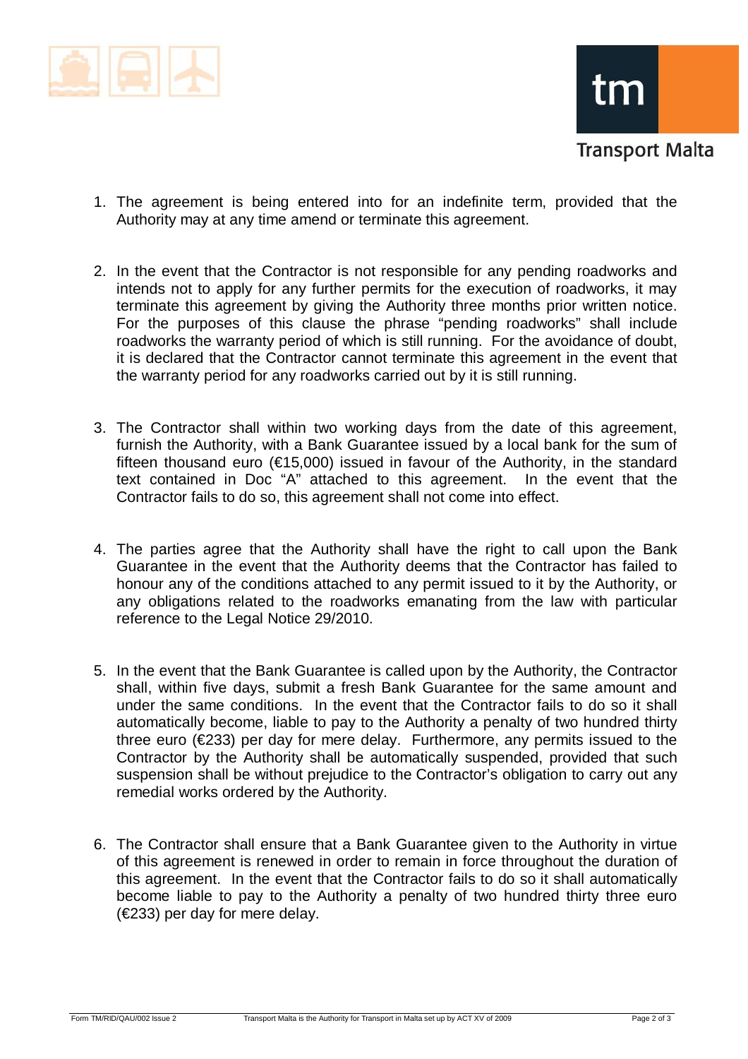1. The agreement is being entered into for an indefinite term, provided that the Authority may at any time amend or terminate this agreement.

2. In the event that the Contractor is not responsible for any pending roadworks and intends not to apply for any further permits for the execution of roadworks, it may terminate this agreement by giving the Authority three months prior written notice. For the purposes of this clause the phrase "pending roadworks" shall include roadworks the warranty period of which is still running. For the avoidance of doubt, it is declared that the Contractor cannot terminate this agreement in the event that the warranty period for any roadworks carried out by it is still running.

3. The Contractor shall within two working days from the date of this agreement, furnish the Authority, with a Bank Guarantee issued by a local bank for the sum of fifteen thousand euro (€15,000) issued in favour of the Authority, in the standard text contained in Doc "A" attached to this agreement. In the event that the Contractor fails to do so, this agreement shall not come into effect.

4. The parties agree that the Authority shall have the right to call upon the Bank Guarantee in the event that the Authority deems that the Contractor has failed to honour any of the conditions attached to any permit issued to it by the Authority, or any obligations related to the roadworks emanating from the law with particular reference to the Legal Notice 29/2010.

5. In the event that the Bank Guarantee is called upon by the Authority, the Contractor shall, within five days, submit a fresh Bank Guarantee for the same amount and under the same conditions. In the event that the Contractor fails to do so it shall automatically become, liable to pay to the Authority a penalty of two hundred thirty three euro (€233) per day for mere delay. Furthermore, any permits issued to the Contractor by the Authority shall be automatically suspended, provided that such suspension shall be without prejudice to the Contractor's obligation to carry out any remedial works ordered by the Authority.

6. The Contractor shall ensure that a Bank Guarantee given to the Authority in virtue of this agreement is renewed in order to remain in force throughout the duration of this agreement. In the event that the Contractor fails to do so it shall automatically become liable to pay to the Authority a penalty of two hundred thirty three euro (€233) per day for mere delay.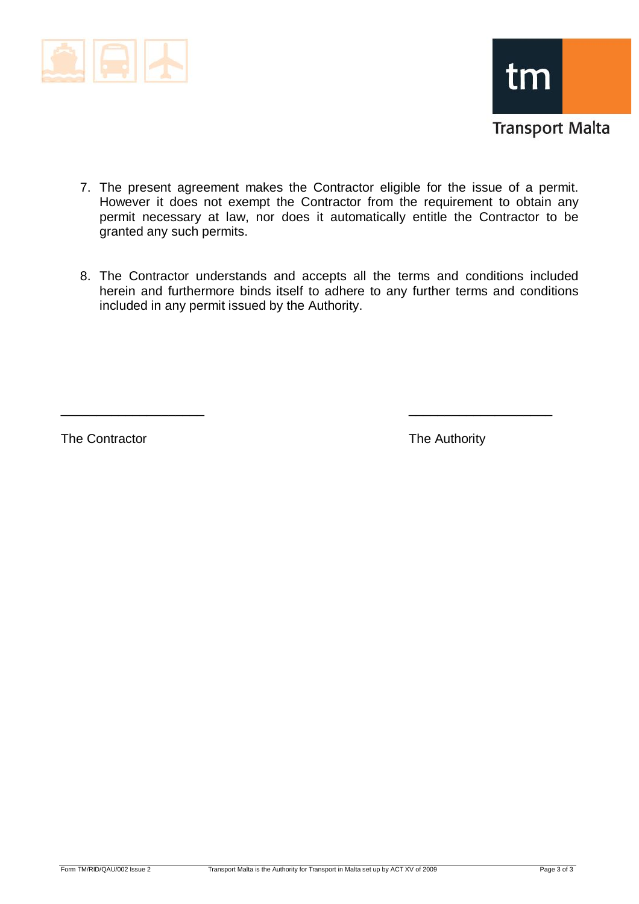7. The present agreement makes the Contractor eligible for the issue of a permit. However it does not exempt the Contractor from the requirement to obtain any permit necessary at law, nor does it automatically entitle the Contractor to be granted any such permits.

8. The Contractor understands and accepts all the terms and conditions included herein and furthermore binds itself to adhere to any further terms and conditions included in any permit issued by the Authority.

| | |
|---|---|
| ____________________ | ____________________ |
| The Contractor | The Authority |